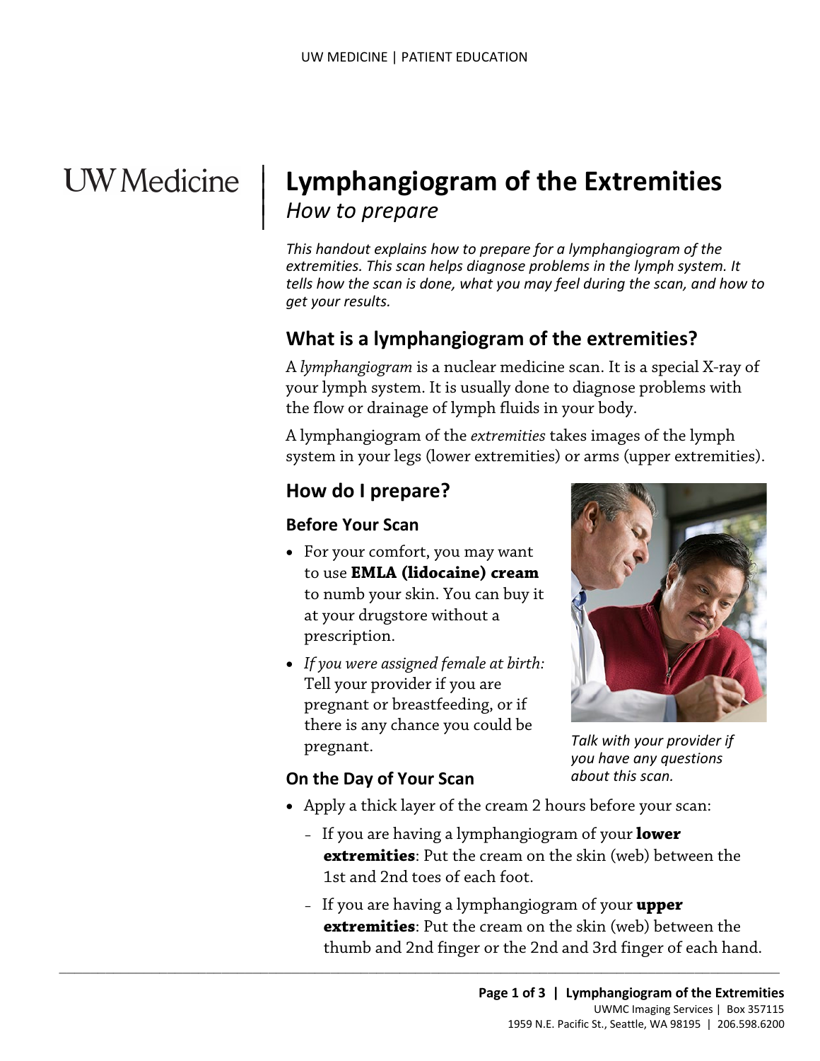UW Medicine

# Lymphangiogram of the Extremities

*How to prepare*

*This handout explains how to prepare for a lymphangiogram of the extremities. This scan helps diagnose problems in the lymph system. It tells how the scan is done, what you may feel during the scan, and how to get your results.*

## What is a lymphangiogram of the extremities?

A *lymphangiogram* is a nuclear medicine scan. It is a special X-ray of your lymph system. It is usually done to diagnose problems with the flow or drainage of lymph fluids in your body.

A lymphangiogram of the *extremities* takes images of the lymph system in your legs (lower extremities) or arms (upper extremities).

## How do I prepare?

### Before Your Scan

- For your comfort, you may want to use **EMLA (lidocaine) cream** to numb your skin. You can buy it at your drugstore without a prescription.
- *If you were assigned female at birth:* Tell your provider if you are pregnant or breastfeeding, or if there is any chance you could be pregnant.

*Talk with your provider if you have any questions about this scan.*

### On the Day of Your Scan

- Apply a thick layer of the cream 2 hours before your scan:
  - If you are having a lymphangiogram of your **lower extremities**: Put the cream on the skin (web) between the 1st and 2nd toes of each foot.
  - If you are having a lymphangiogram of your **upper extremities**: Put the cream on the skin (web) between the thumb and 2nd finger or the 2nd and 3rd finger of each hand.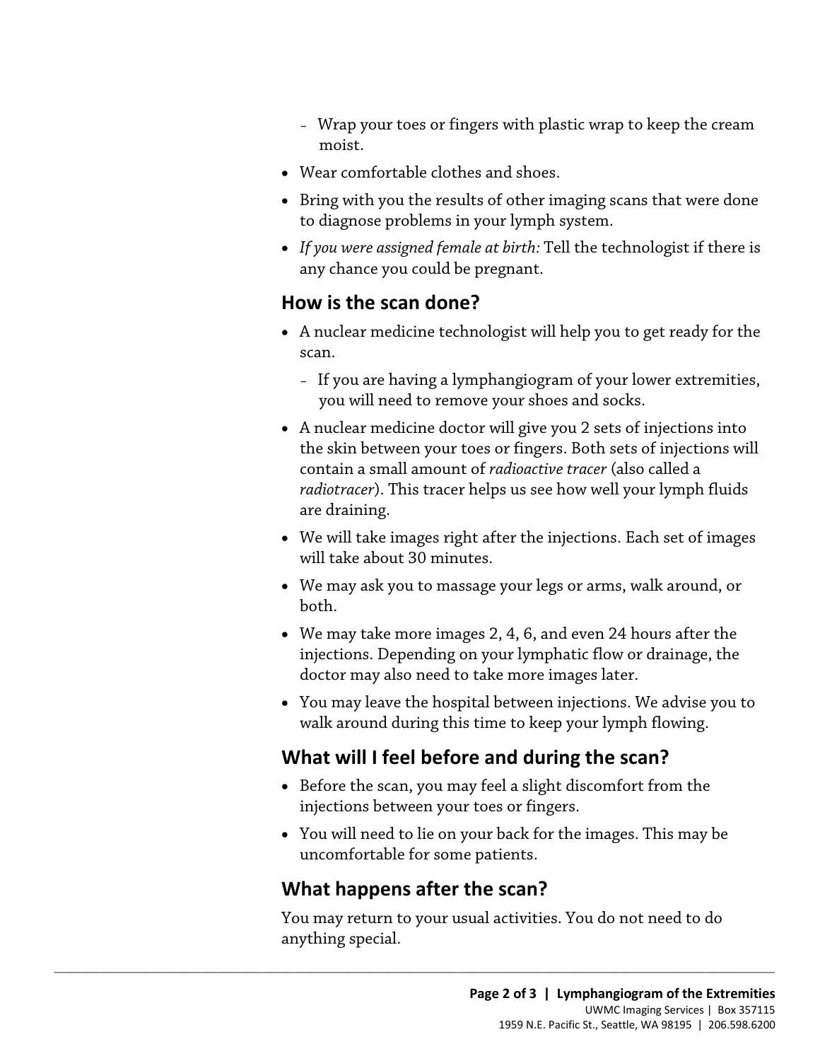- Wrap your toes or fingers with plastic wrap to keep the cream moist.

- Wear comfortable clothes and shoes.
- Bring with you the results of other imaging scans that were done to diagnose problems in your lymph system.
- *If you were assigned female at birth:* Tell the technologist if there is any chance you could be pregnant.

## How is the scan done?

- A nuclear medicine technologist will help you to get ready for the scan.
  - If you are having a lymphangiogram of your lower extremities, you will need to remove your shoes and socks.
- A nuclear medicine doctor will give you 2 sets of injections into the skin between your toes or fingers. Both sets of injections will contain a small amount of *radioactive tracer* (also called a *radiotracer*). This tracer helps us see how well your lymph fluids are draining.
- We will take images right after the injections. Each set of images will take about 30 minutes.
- We may ask you to massage your legs or arms, walk around, or both.
- We may take more images 2, 4, 6, and even 24 hours after the injections. Depending on your lymphatic flow or drainage, the doctor may also need to take more images later.
- You may leave the hospital between injections. We advise you to walk around during this time to keep your lymph flowing.

## What will I feel before and during the scan?

- Before the scan, you may feel a slight discomfort from the injections between your toes or fingers.
- You will need to lie on your back for the images. This may be uncomfortable for some patients.

## What happens after the scan?

You may return to your usual activities. You do not need to do anything special.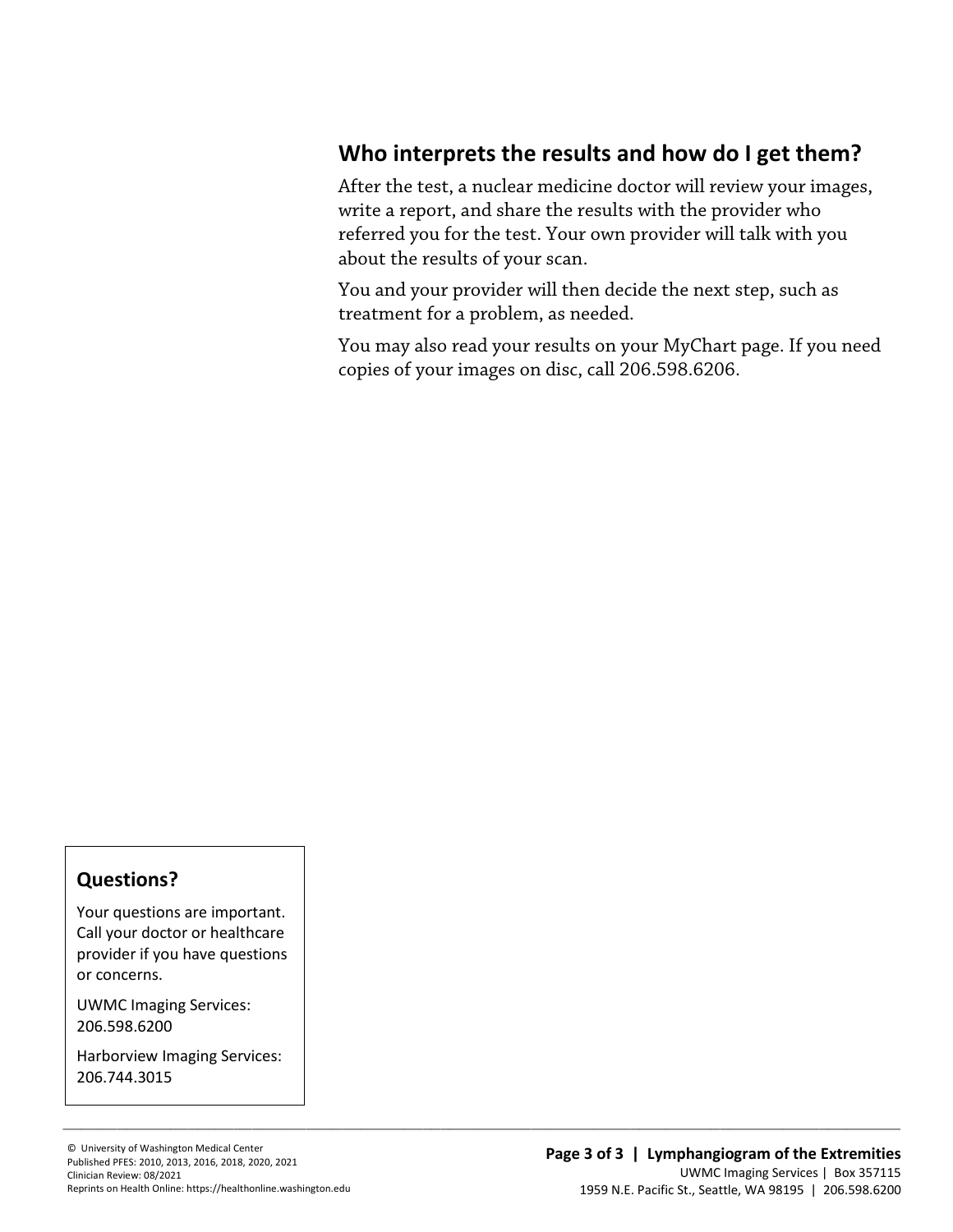## Who interprets the results and how do I get them?

After the test, a nuclear medicine doctor will review your images, write a report, and share the results with the provider who referred you for the test. Your own provider will talk with you about the results of your scan.

You and your provider will then decide the next step, such as treatment for a problem, as needed.

You may also read your results on your MyChart page. If you need copies of your images on disc, call 206.598.6206.

### Questions?

Your questions are important. Call your doctor or healthcare provider if you have questions or concerns.

UWMC Imaging Services: 206.598.6200

Harborview Imaging Services: 206.744.3015

© University of Washington Medical Center
Published PFES: 2010, 2013, 2016, 2018, 2020, 2021
Clinician Review: 08/2021
Reprints on Health Online: https://healthonline.washington.edu

UWMC Imaging Services | Box 357115
1959 N.E. Pacific St., Seattle, WA 98195 | 206.598.6200